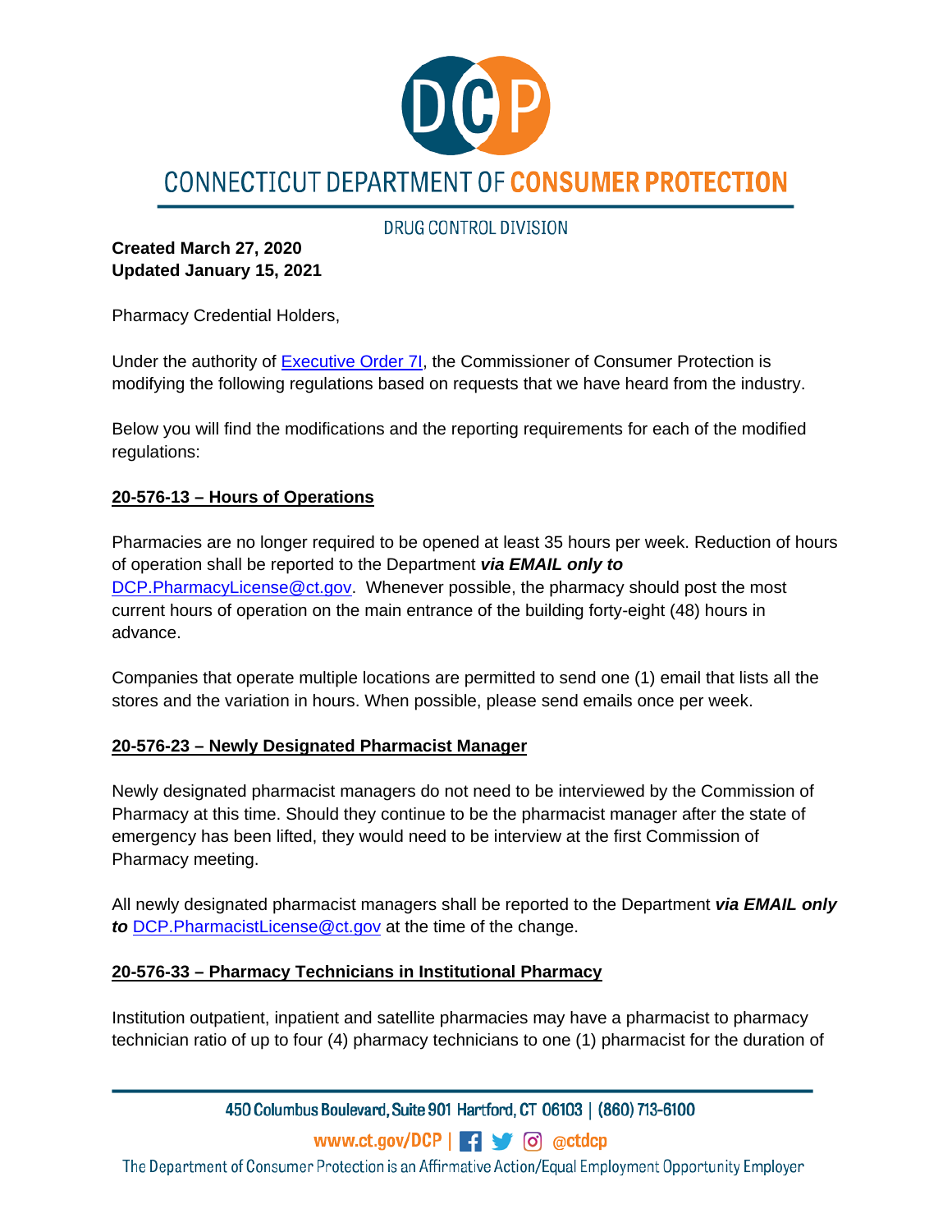# CONNECTICUT DEPARTMENT OF CONSUMER PROTECTION

DRUG CONTROL DIVISION

**Created March 27, 2020**
**Updated January 15, 2021**

Pharmacy Credential Holders,

Under the authority of [Executive Order 7I](), the Commissioner of Consumer Protection is modifying the following regulations based on requests that we have heard from the industry.

Below you will find the modifications and the reporting requirements for each of the modified regulations:

**20-576-13 – Hours of Operations**

Pharmacies are no longer required to be opened at least 35 hours per week. Reduction of hours of operation shall be reported to the Department ***via EMAIL only to*** DCP.PharmacyLicense@ct.gov. Whenever possible, the pharmacy should post the most current hours of operation on the main entrance of the building forty-eight (48) hours in advance.

Companies that operate multiple locations are permitted to send one (1) email that lists all the stores and the variation in hours. When possible, please send emails once per week.

**20-576-23 – Newly Designated Pharmacist Manager**

Newly designated pharmacist managers do not need to be interviewed by the Commission of Pharmacy at this time. Should they continue to be the pharmacist manager after the state of emergency has been lifted, they would need to be interview at the first Commission of Pharmacy meeting.

All newly designated pharmacist managers shall be reported to the Department ***via EMAIL only to*** DCP.PharmacistLicense@ct.gov at the time of the change.

**20-576-33 – Pharmacy Technicians in Institutional Pharmacy**

Institution outpatient, inpatient and satellite pharmacies may have a pharmacist to pharmacy technician ratio of up to four (4) pharmacy technicians to one (1) pharmacist for the duration of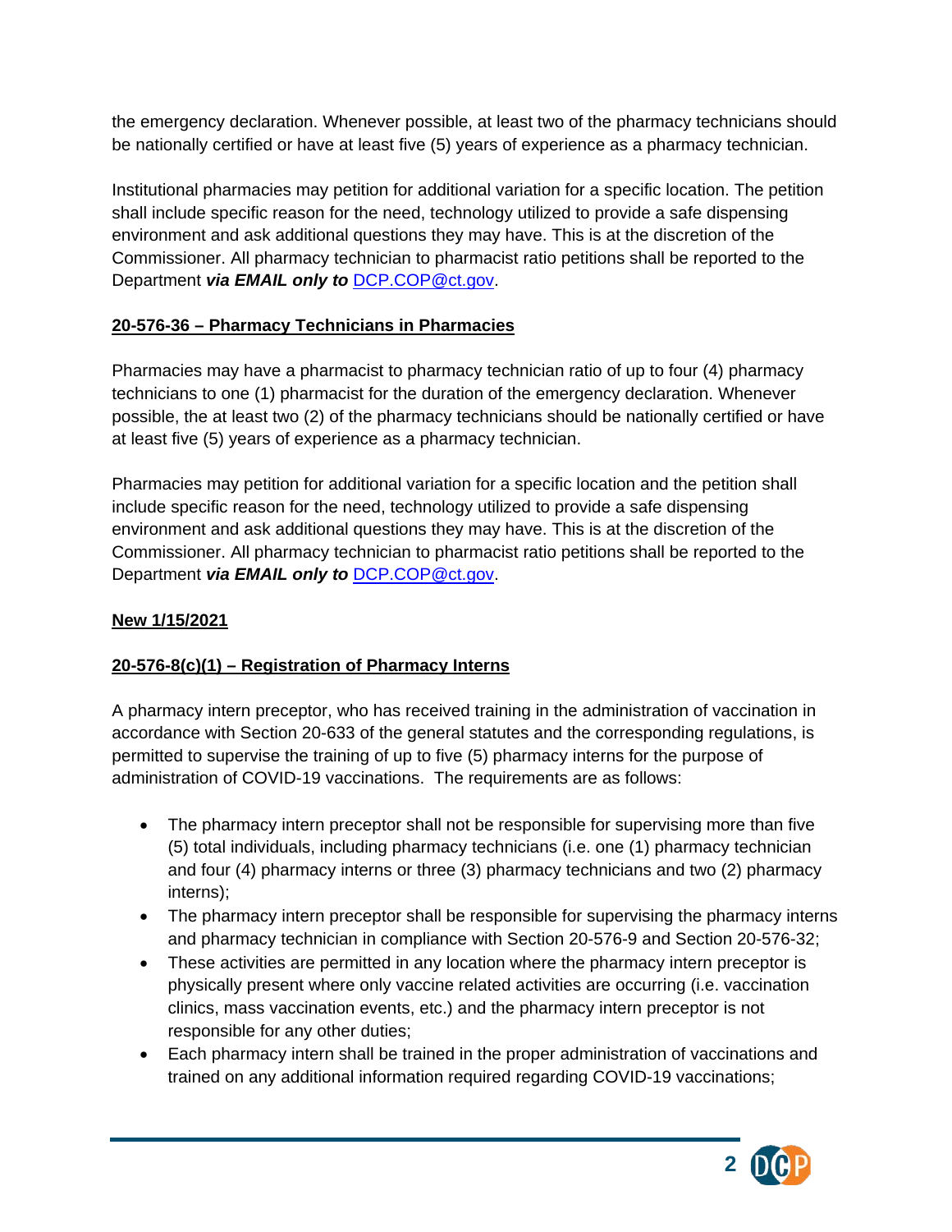the emergency declaration. Whenever possible, at least two of the pharmacy technicians should be nationally certified or have at least five (5) years of experience as a pharmacy technician.

Institutional pharmacies may petition for additional variation for a specific location. The petition shall include specific reason for the need, technology utilized to provide a safe dispensing environment and ask additional questions they may have. This is at the discretion of the Commissioner. All pharmacy technician to pharmacist ratio petitions shall be reported to the Department ***via EMAIL only to*** DCP.COP@ct.gov.

**20-576-36 – Pharmacy Technicians in Pharmacies**

Pharmacies may have a pharmacist to pharmacy technician ratio of up to four (4) pharmacy technicians to one (1) pharmacist for the duration of the emergency declaration. Whenever possible, the at least two (2) of the pharmacy technicians should be nationally certified or have at least five (5) years of experience as a pharmacy technician.

Pharmacies may petition for additional variation for a specific location and the petition shall include specific reason for the need, technology utilized to provide a safe dispensing environment and ask additional questions they may have. This is at the discretion of the Commissioner. All pharmacy technician to pharmacist ratio petitions shall be reported to the Department ***via EMAIL only to*** DCP.COP@ct.gov.

**New 1/15/2021**

**20-576-8(c)(1) – Registration of Pharmacy Interns**

A pharmacy intern preceptor, who has received training in the administration of vaccination in accordance with Section 20-633 of the general statutes and the corresponding regulations, is permitted to supervise the training of up to five (5) pharmacy interns for the purpose of administration of COVID-19 vaccinations. The requirements are as follows:

- The pharmacy intern preceptor shall not be responsible for supervising more than five (5) total individuals, including pharmacy technicians (i.e. one (1) pharmacy technician and four (4) pharmacy interns or three (3) pharmacy technicians and two (2) pharmacy interns);
- The pharmacy intern preceptor shall be responsible for supervising the pharmacy interns and pharmacy technician in compliance with Section 20-576-9 and Section 20-576-32;
- These activities are permitted in any location where the pharmacy intern preceptor is physically present where only vaccine related activities are occurring (i.e. vaccination clinics, mass vaccination events, etc.) and the pharmacy intern preceptor is not responsible for any other duties;
- Each pharmacy intern shall be trained in the proper administration of vaccinations and trained on any additional information required regarding COVID-19 vaccinations;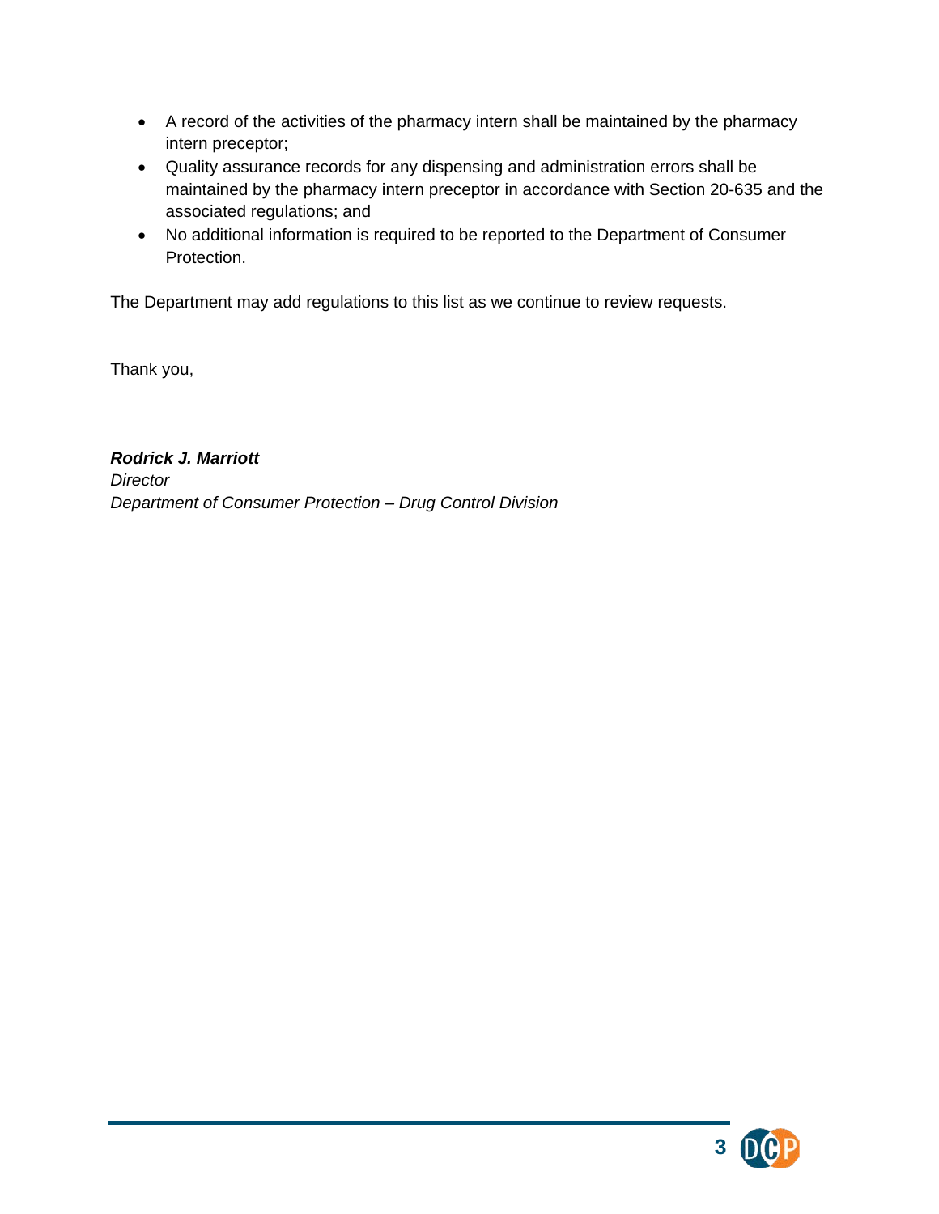- A record of the activities of the pharmacy intern shall be maintained by the pharmacy intern preceptor;
- Quality assurance records for any dispensing and administration errors shall be maintained by the pharmacy intern preceptor in accordance with Section 20-635 and the associated regulations; and
- No additional information is required to be reported to the Department of Consumer Protection.

The Department may add regulations to this list as we continue to review requests.

Thank you,

***Rodrick J. Marriott***
*Director*
*Department of Consumer Protection – Drug Control Division*